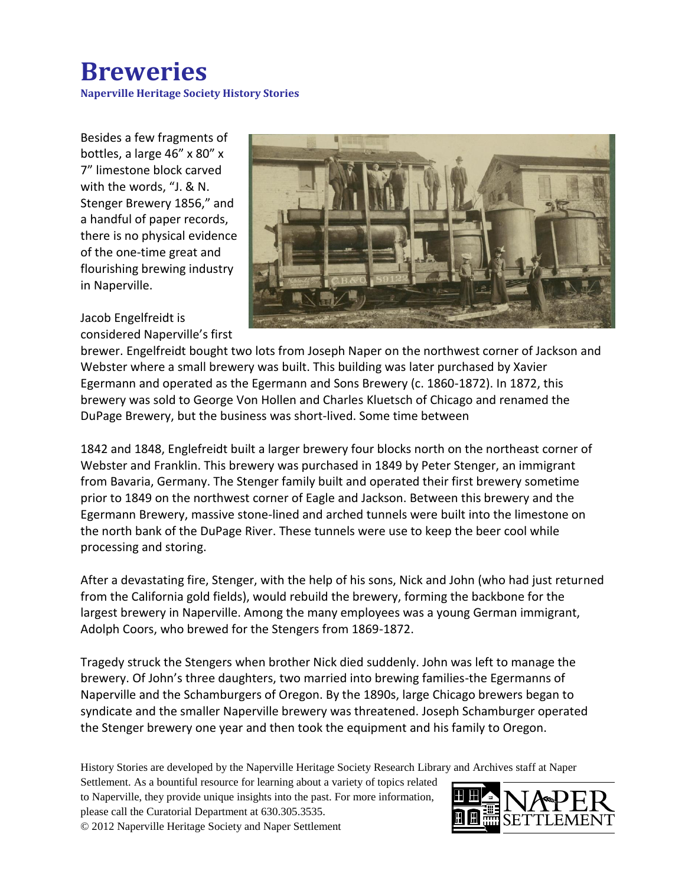# Breveries

**Naperville Heritage Society History Stories**

Besides a few fragments of bottles, a large 46" x 80" x 7" limestone block carved with the words, "J. & N. Stenger Brewery 1856," and a handful of paper records, there is no physical evidence of the one-time great and flourishing brewing industry in Naperville.

Jacob Engelfreidt is considered Naperville's first brewer. Engelfreidt bought two lots from Joseph Naper on the northwest corner of Jackson and Webster where a small brewery was built. This building was later purchased by Xavier Egermann and operated as the Egermann and Sons Brewery (c. 1860-1872). In 1872, this brewery was sold to George Von Hollen and Charles Kluetsch of Chicago and renamed the DuPage Brewery, but the business was short-lived. Some time between

1842 and 1848, Englefreidt built a larger brewery four blocks north on the northeast corner of Webster and Franklin. This brewery was purchased in 1849 by Peter Stenger, an immigrant from Bavaria, Germany. The Stenger family built and operated their first brewery sometime prior to 1849 on the northwest corner of Eagle and Jackson. Between this brewery and the Egermann Brewery, massive stone-lined and arched tunnels were built into the limestone on the north bank of the DuPage River. These tunnels were use to keep the beer cool while processing and storing.

After a devastating fire, Stenger, with the help of his sons, Nick and John (who had just returned from the California gold fields), would rebuild the brewery, forming the backbone for the largest brewery in Naperville. Among the many employees was a young German immigrant, Adolph Coors, who brewed for the Stengers from 1869-1872.

Tragedy struck the Stengers when brother Nick died suddenly. John was left to manage the brewery. Of John's three daughters, two married into brewing families-the Egermanns of Naperville and the Schamburgers of Oregon. By the 1890s, large Chicago brewers began to syndicate and the smaller Naperville brewery was threatened. Joseph Schamburger operated the Stenger brewery one year and then took the equipment and his family to Oregon.

History Stories are developed by the Naperville Heritage Society Research Library and Archives staff at Naper Settlement. As a bountiful resource for learning about a variety of topics related to Naperville, they provide unique insights into the past. For more information, please call the Curatorial Department at 630.305.3535.
© 2012 Naperville Heritage Society and Naper Settlement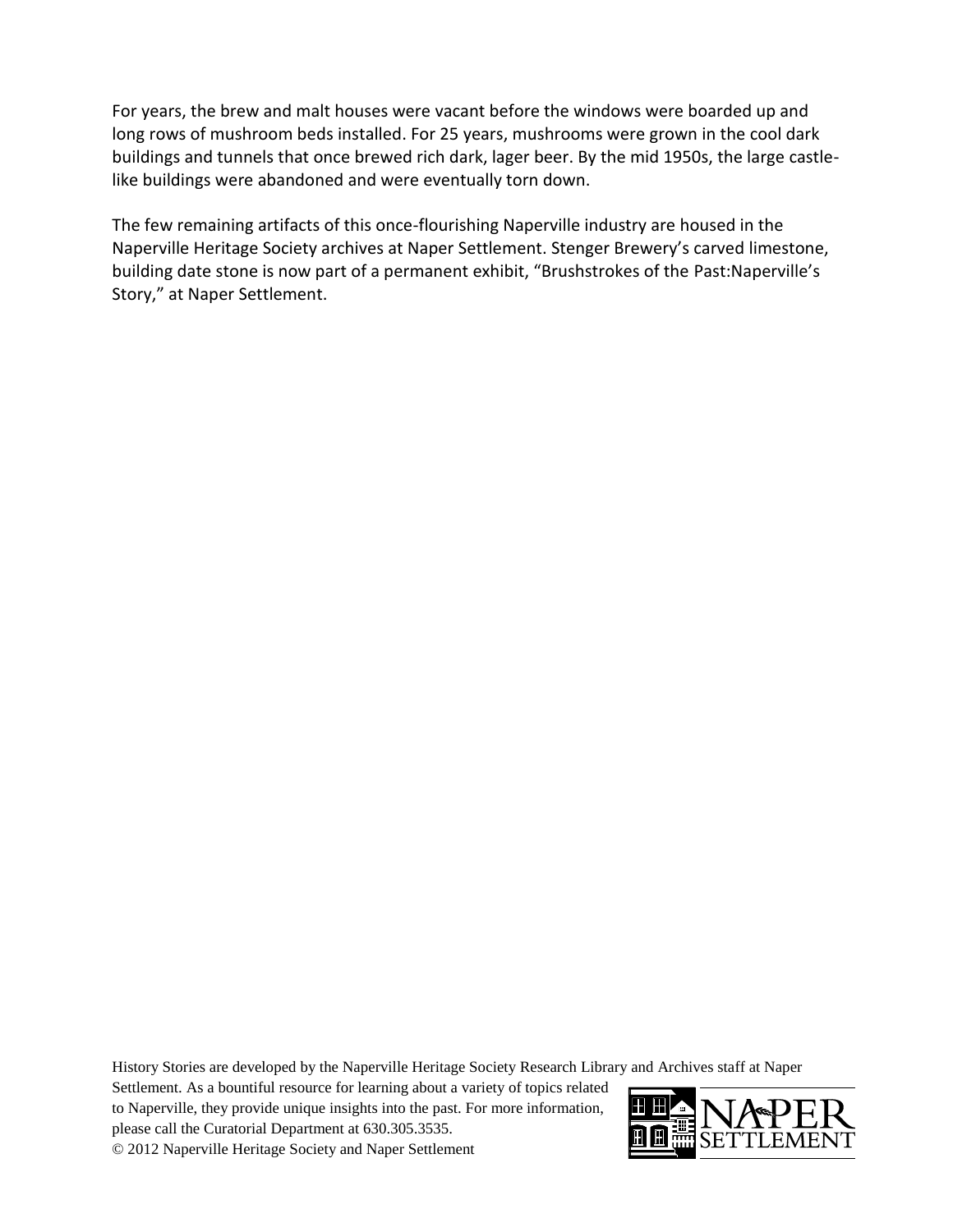For years, the brew and malt houses were vacant before the windows were boarded up and long rows of mushroom beds installed. For 25 years, mushrooms were grown in the cool dark buildings and tunnels that once brewed rich dark, lager beer. By the mid 1950s, the large castle-like buildings were abandoned and were eventually torn down.

The few remaining artifacts of this once-flourishing Naperville industry are housed in the Naperville Heritage Society archives at Naper Settlement. Stenger Brewery's carved limestone, building date stone is now part of a permanent exhibit, "Brushstrokes of the Past:Naperville's Story," at Naper Settlement.

History Stories are developed by the Naperville Heritage Society Research Library and Archives staff at Naper Settlement. As a bountiful resource for learning about a variety of topics related to Naperville, they provide unique insights into the past. For more information, please call the Curatorial Department at 630.305.3535.

© 2012 Naperville Heritage Society and Naper Settlement

NAPER SETTLEMENT